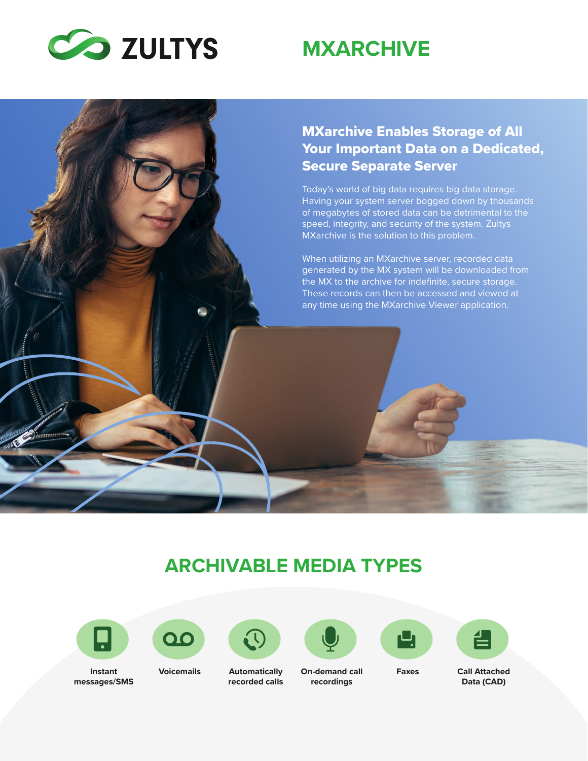ZULTYS

# MXARCHIVE

## MXarchive Enables Storage of All Your Important Data on a Dedicated, Secure Separate Server

Today's world of big data requires big data storage. Having your system server bogged down by thousands of megabytes of stored data can be detrimental to the speed, integrity, and security of the system. Zultys MXarchive is the solution to this problem.

When utilizing an MXarchive server, recorded data generated by the MX system will be downloaded from the MX to the archive for indefinite, secure storage. These records can then be accessed and viewed at any time using the MXarchive Viewer application.

## ARCHIVABLE MEDIA TYPES

- **Instant messages/SMS**
- **Voicemails**
- **Automatically recorded calls**
- **On-demand call recordings**
- **Faxes**
- **Call Attached Data (CAD)**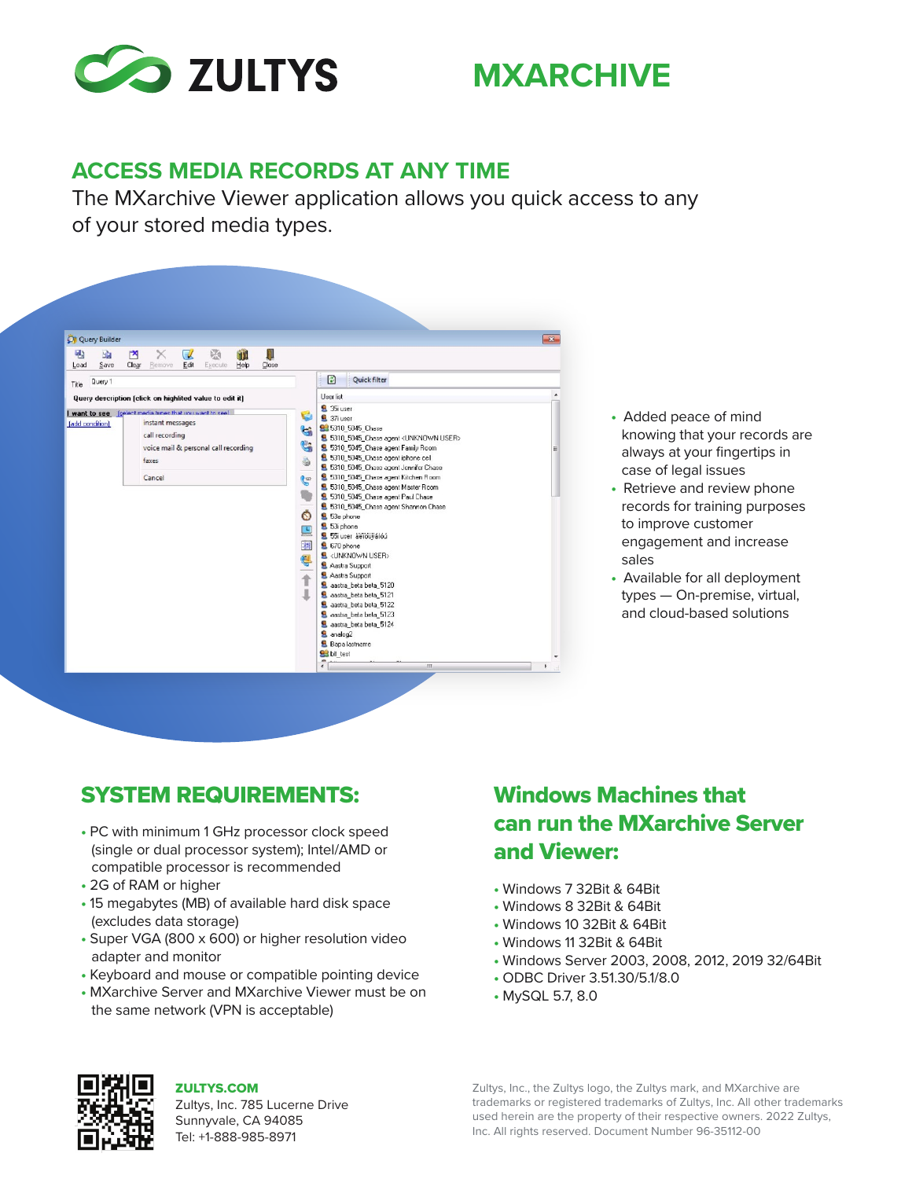# ZULTYS

# MXARCHIVE

## ACCESS MEDIA RECORDS AT ANY TIME

The MXarchive Viewer application allows you quick access to any of your stored media types.

- Added peace of mind knowing that your records are always at your fingertips in case of legal issues
- Retrieve and review phone records for training purposes to improve customer engagement and increase sales
- Available for all deployment types — On-premise, virtual, and cloud-based solutions

## SYSTEM REQUIREMENTS:

- PC with minimum 1 GHz processor clock speed (single or dual processor system); Intel/AMD or compatible processor is recommended
- 2G of RAM or higher
- 15 megabytes (MB) of available hard disk space (excludes data storage)
- Super VGA (800 x 600) or higher resolution video adapter and monitor
- Keyboard and mouse or compatible pointing device
- MXarchive Server and MXarchive Viewer must be on the same network (VPN is acceptable)

## Windows Machines that can run the MXarchive Server and Viewer:

- Windows 7 32Bit & 64Bit
- Windows 8 32Bit & 64Bit
- Windows 10 32Bit & 64Bit
- Windows 11 32Bit & 64Bit
- Windows Server 2003, 2008, 2012, 2019 32/64Bit
- ODBC Driver 3.51.30/5.1/8.0
- MySQL 5.7, 8.0

**ZULTYS.COM**
Zultys, Inc. 785 Lucerne Drive
Sunnyvale, CA 94085
Tel: +1-888-985-8971

Zultys, Inc., the Zultys logo, the Zultys mark, and MXarchive are trademarks or registered trademarks of Zultys, Inc. All other trademarks used herein are the property of their respective owners. 2022 Zultys, Inc. All rights reserved. Document Number 96-35112-00